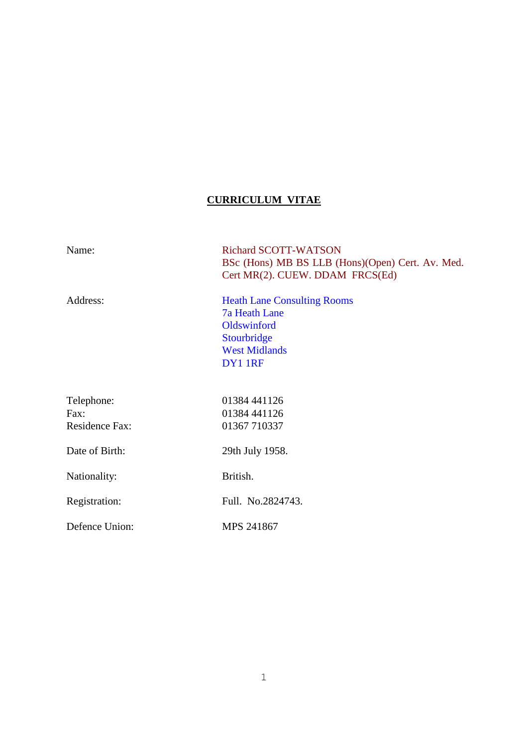# CURRICULUM VITAE

| | |
|---|---|
| Name: | Richard SCOTT-WATSON<br>BSc (Hons) MB BS LLB (Hons)(Open) Cert. Av. Med. Cert MR(2). CUEW. DDAM FRCS(Ed) |
| Address: | Heath Lane Consulting Rooms<br>7a Heath Lane<br>Oldswinford<br>Stourbridge<br>West Midlands<br>DY1 1RF |
| Telephone: | 01384 441126 |
| Fax: | 01384 441126 |
| Residence Fax: | 01367 710337 |
| Date of Birth: | 29th July 1958. |
| Nationality: | British. |
| Registration: | Full. No.2824743. |
| Defence Union: | MPS 241867 |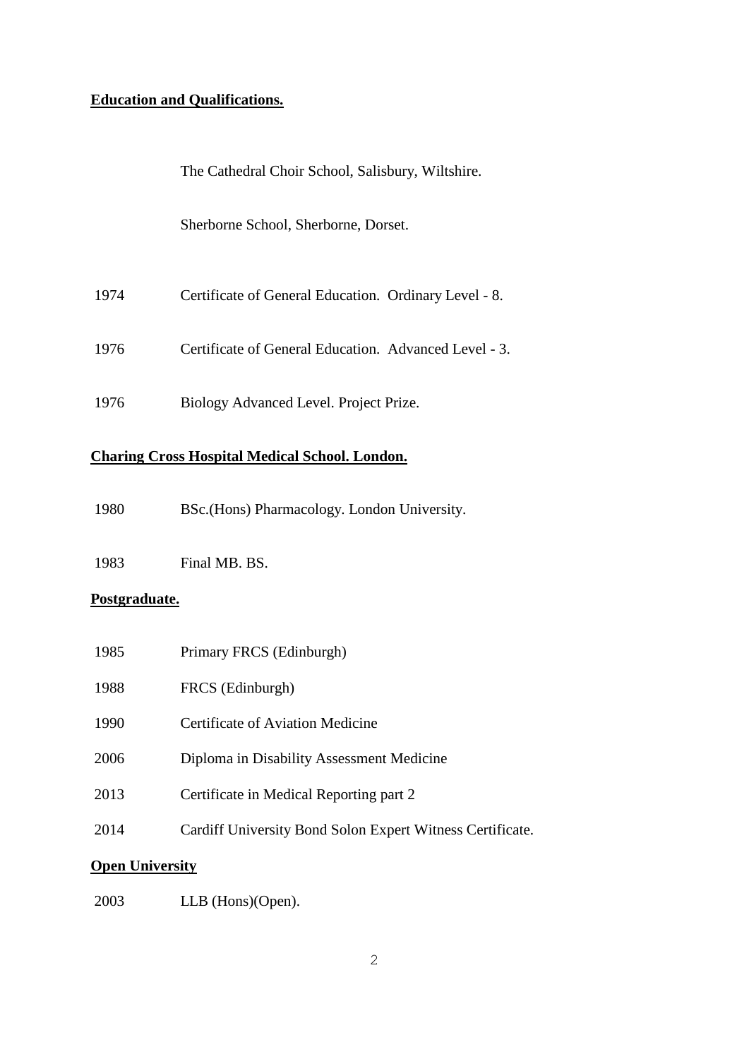**Education and Qualifications.**

The Cathedral Choir School, Salisbury, Wiltshire.

Sherborne School, Sherborne, Dorset.

| | |
|---|---|
| 1974 | Certificate of General Education. Ordinary Level - 8. |
| 1976 | Certificate of General Education. Advanced Level - 3. |
| 1976 | Biology Advanced Level. Project Prize. |

**Charing Cross Hospital Medical School. London.**

| | |
|---|---|
| 1980 | BSc.(Hons) Pharmacology. London University. |
| 1983 | Final MB. BS. |

**Postgraduate.**

| | |
|---|---|
| 1985 | Primary FRCS (Edinburgh) |
| 1988 | FRCS (Edinburgh) |
| 1990 | Certificate of Aviation Medicine |
| 2006 | Diploma in Disability Assessment Medicine |
| 2013 | Certificate in Medical Reporting part 2 |
| 2014 | Cardiff University Bond Solon Expert Witness Certificate. |

**Open University**

| | |
|---|---|
| 2003 | LLB (Hons)(Open). |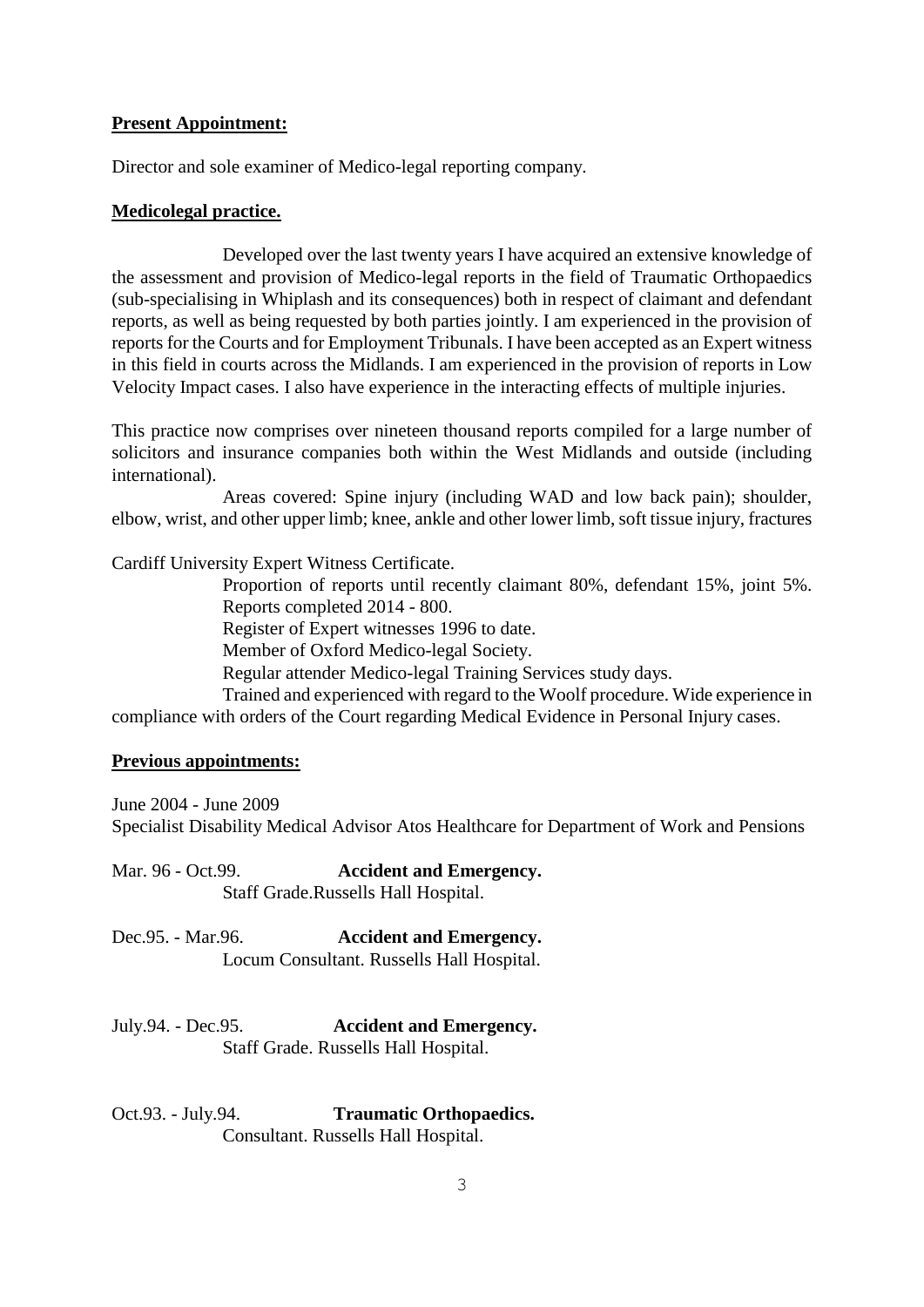**Present Appointment:**

Director and sole examiner of Medico-legal reporting company.

**Medicolegal practice.**

Developed over the last twenty years I have acquired an extensive knowledge of the assessment and provision of Medico-legal reports in the field of Traumatic Orthopaedics (sub-specialising in Whiplash and its consequences) both in respect of claimant and defendant reports, as well as being requested by both parties jointly. I am experienced in the provision of reports for the Courts and for Employment Tribunals. I have been accepted as an Expert witness in this field in courts across the Midlands. I am experienced in the provision of reports in Low Velocity Impact cases. I also have experience in the interacting effects of multiple injuries.

This practice now comprises over nineteen thousand reports compiled for a large number of solicitors and insurance companies both within the West Midlands and outside (including international).

Areas covered: Spine injury (including WAD and low back pain); shoulder, elbow, wrist, and other upper limb; knee, ankle and other lower limb, soft tissue injury, fractures

Cardiff University Expert Witness Certificate.

Proportion of reports until recently claimant 80%, defendant 15%, joint 5%.
Reports completed 2014 - 800.
Register of Expert witnesses 1996 to date.
Member of Oxford Medico-legal Society.
Regular attender Medico-legal Training Services study days.
Trained and experienced with regard to the Woolf procedure. Wide experience in compliance with orders of the Court regarding Medical Evidence in Personal Injury cases.

**Previous appointments:**

June 2004 - June 2009
Specialist Disability Medical Advisor Atos Healthcare for Department of Work and Pensions

Mar. 96 - Oct.99. **Accident and Emergency.**
Staff Grade.Russells Hall Hospital.

Dec.95. - Mar.96. **Accident and Emergency.**
Locum Consultant. Russells Hall Hospital.

July.94. - Dec.95. **Accident and Emergency.**
Staff Grade. Russells Hall Hospital.

Oct.93. - July.94. **Traumatic Orthopaedics.**
Consultant. Russells Hall Hospital.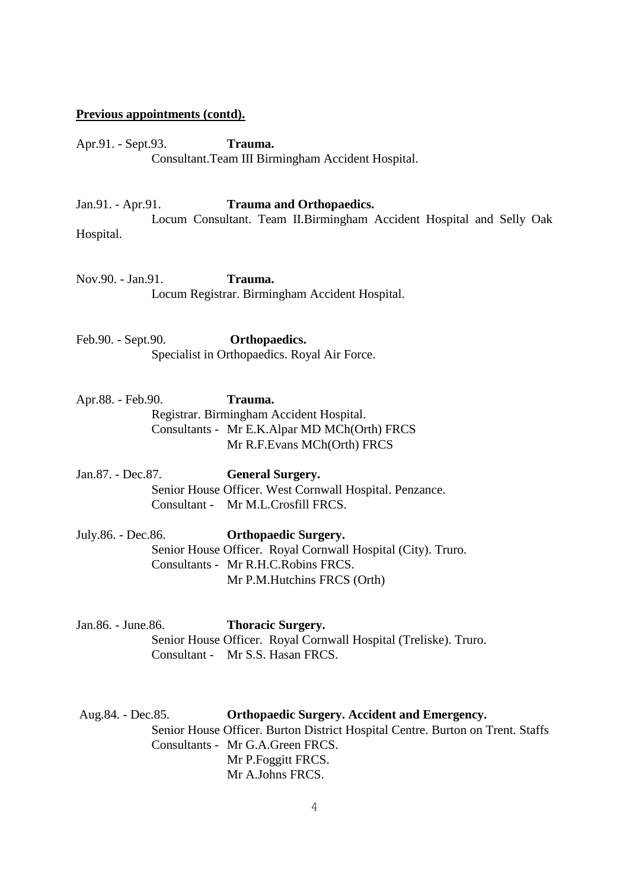**Previous appointments (contd).**

Apr.91. - Sept.93. **Trauma.**
Consultant.Team III Birmingham Accident Hospital.

Jan.91. - Apr.91. **Trauma and Orthopaedics.**
Locum Consultant. Team II.Birmingham Accident Hospital and Selly Oak Hospital.

Nov.90. - Jan.91. **Trauma.**
Locum Registrar. Birmingham Accident Hospital.

Feb.90. - Sept.90. **Orthopaedics.**
Specialist in Orthopaedics. Royal Air Force.

Apr.88. - Feb.90. **Trauma.**
Registrar. Birmingham Accident Hospital.
Consultants - Mr E.K.Alpar MD MCh(Orth) FRCS
Mr R.F.Evans MCh(Orth) FRCS

Jan.87. - Dec.87. **General Surgery.**
Senior House Officer. West Cornwall Hospital. Penzance.
Consultant - Mr M.L.Crosfill FRCS.

July.86. - Dec.86. **Orthopaedic Surgery.**
Senior House Officer. Royal Cornwall Hospital (City). Truro.
Consultants - Mr R.H.C.Robins FRCS.
Mr P.M.Hutchins FRCS (Orth)

Jan.86. - June.86. **Thoracic Surgery.**
Senior House Officer. Royal Cornwall Hospital (Treliske). Truro.
Consultant - Mr S.S. Hasan FRCS.

Aug.84. - Dec.85. **Orthopaedic Surgery. Accident and Emergency.**
Senior House Officer. Burton District Hospital Centre. Burton on Trent. Staffs
Consultants - Mr G.A.Green FRCS.
Mr P.Foggitt FRCS.
Mr A.Johns FRCS.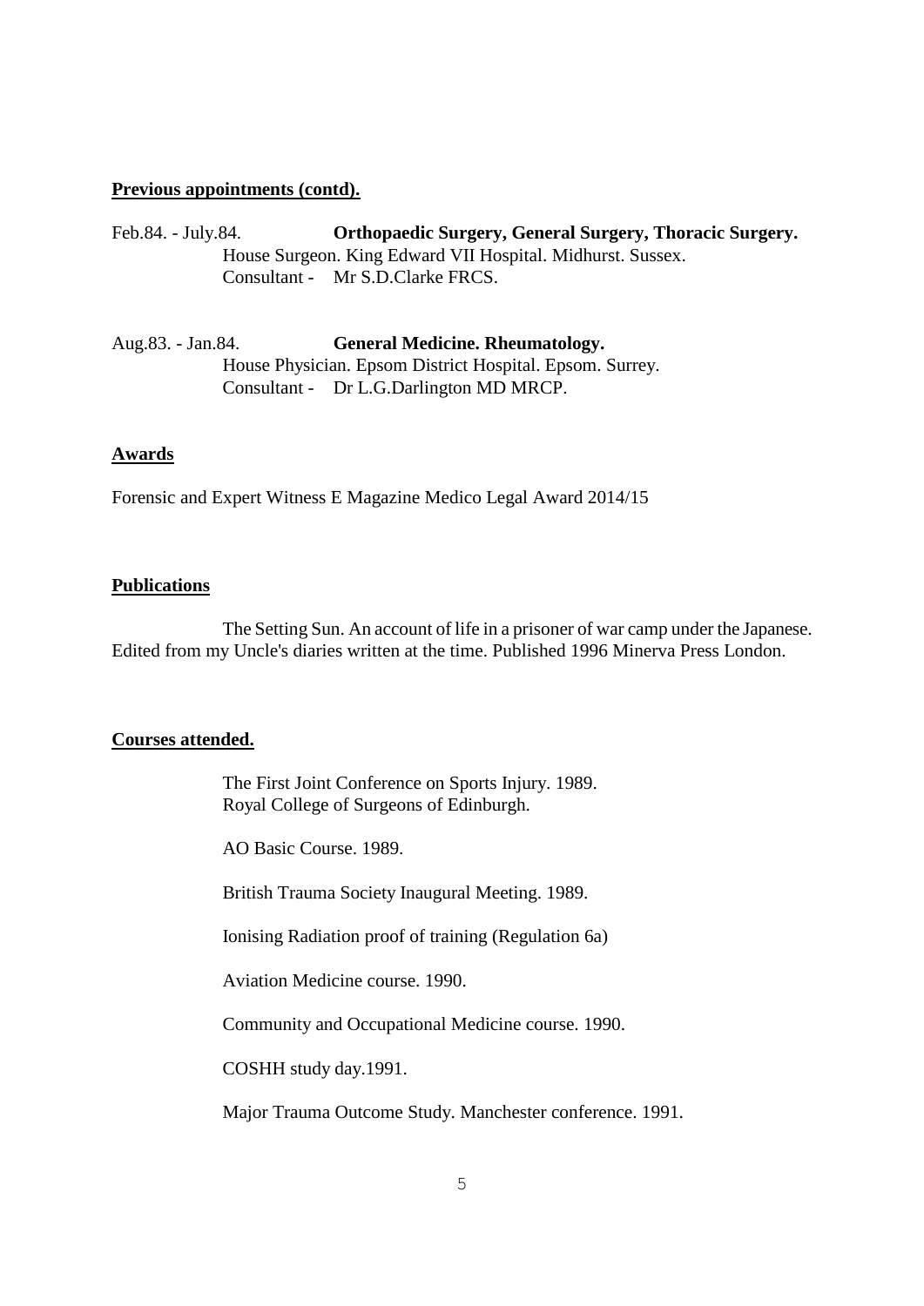**Previous appointments (contd).**

Feb.84. - July.84. **Orthopaedic Surgery, General Surgery, Thoracic Surgery.**
House Surgeon. King Edward VII Hospital. Midhurst. Sussex.
Consultant - Mr S.D.Clarke FRCS.

Aug.83. - Jan.84. **General Medicine. Rheumatology.**
House Physician. Epsom District Hospital. Epsom. Surrey.
Consultant - Dr L.G.Darlington MD MRCP.

**Awards**

Forensic and Expert Witness E Magazine Medico Legal Award 2014/15

**Publications**

The Setting Sun. An account of life in a prisoner of war camp under the Japanese. Edited from my Uncle's diaries written at the time. Published 1996 Minerva Press London.

**Courses attended.**

The First Joint Conference on Sports Injury. 1989.
Royal College of Surgeons of Edinburgh.

AO Basic Course. 1989.

British Trauma Society Inaugural Meeting. 1989.

Ionising Radiation proof of training (Regulation 6a)

Aviation Medicine course. 1990.

Community and Occupational Medicine course. 1990.

COSHH study day.1991.

Major Trauma Outcome Study. Manchester conference. 1991.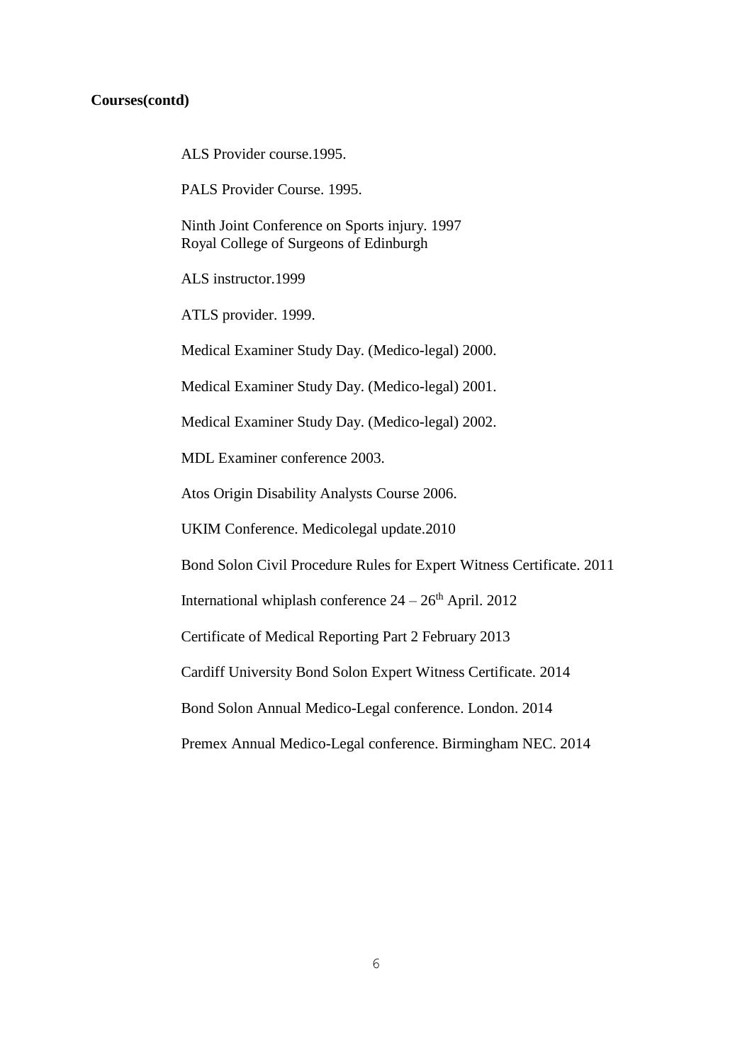**Courses(contd)**

ALS Provider course.1995.

PALS Provider Course. 1995.

Ninth Joint Conference on Sports injury. 1997
Royal College of Surgeons of Edinburgh

ALS instructor.1999

ATLS provider. 1999.

Medical Examiner Study Day. (Medico-legal) 2000.

Medical Examiner Study Day. (Medico-legal) 2001.

Medical Examiner Study Day. (Medico-legal) 2002.

MDL Examiner conference 2003.

Atos Origin Disability Analysts Course 2006.

UKIM Conference. Medicolegal update.2010

Bond Solon Civil Procedure Rules for Expert Witness Certificate. 2011

International whiplash conference 24 – 26th April. 2012

Certificate of Medical Reporting Part 2 February 2013

Cardiff University Bond Solon Expert Witness Certificate. 2014

Bond Solon Annual Medico-Legal conference. London. 2014

Premex Annual Medico-Legal conference. Birmingham NEC. 2014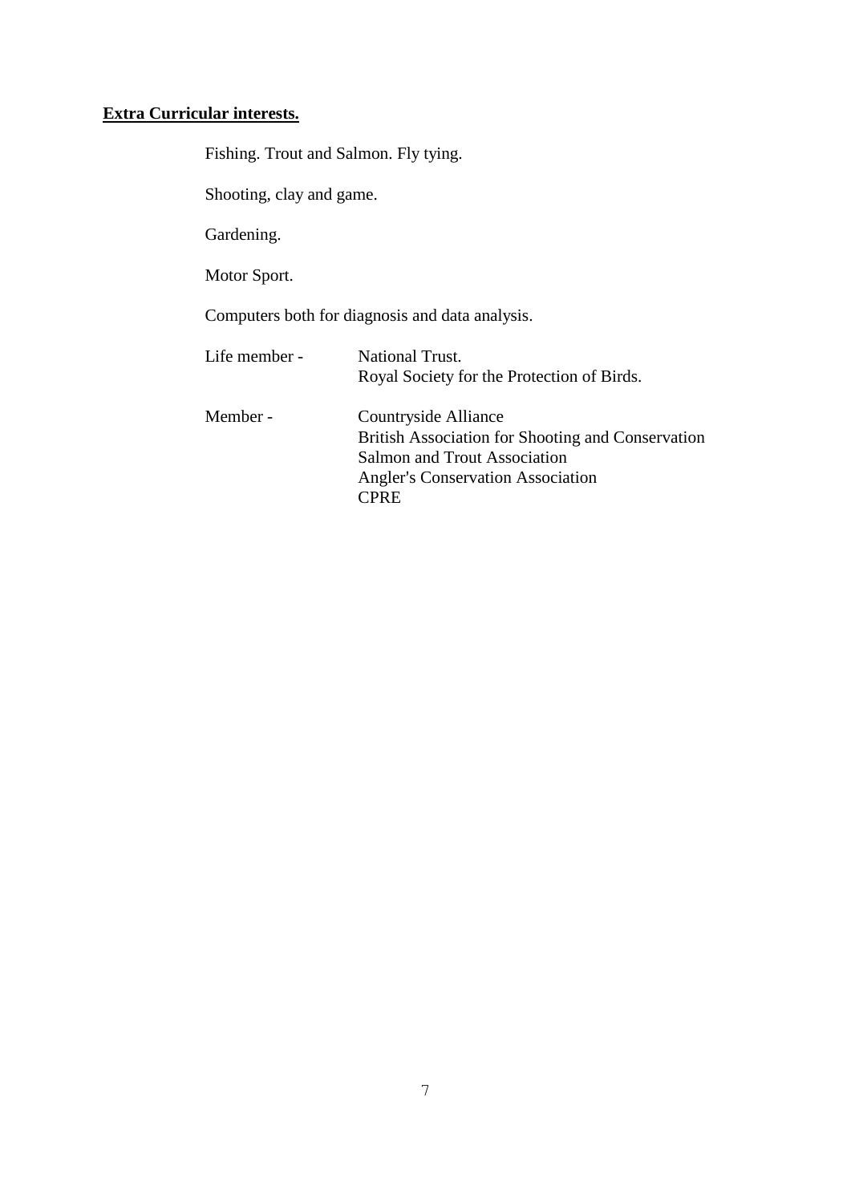**Extra Curricular interests.**

Fishing. Trout and Salmon. Fly tying.

Shooting, clay and game.

Gardening.

Motor Sport.

Computers both for diagnosis and data analysis.

Life member - National Trust.
Royal Society for the Protection of Birds.

Member - Countryside Alliance
British Association for Shooting and Conservation
Salmon and Trout Association
Angler's Conservation Association
CPRE